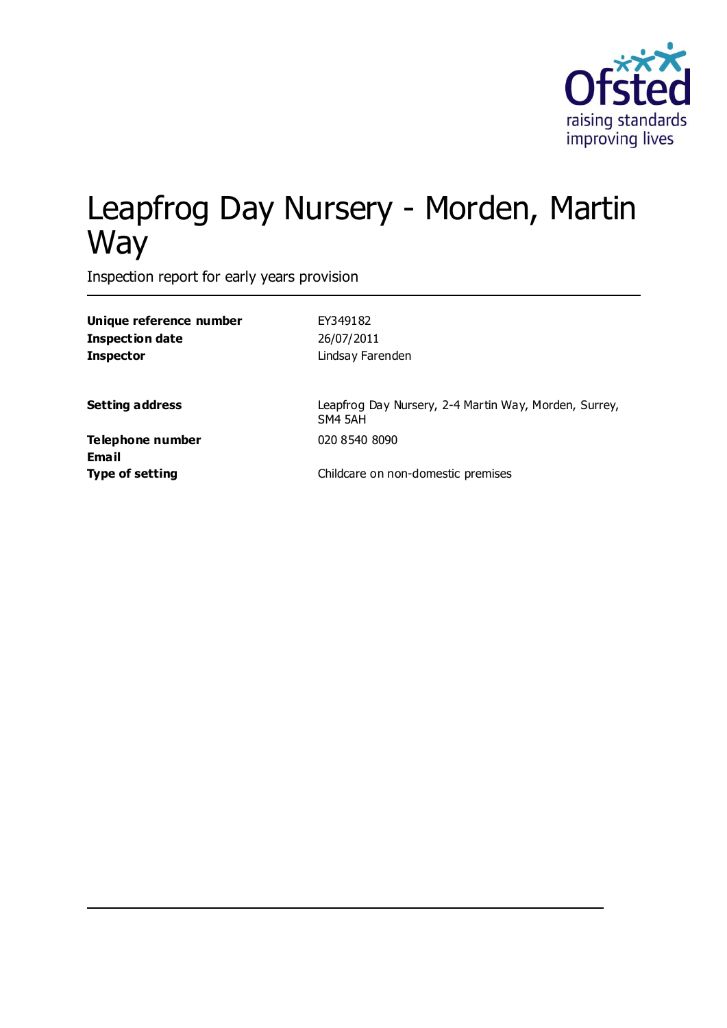Ofsted
raising standards
improving lives

# Leapfrog Day Nursery - Morden, Martin Way

Inspection report for early years provision

| | |
|---|---|
| **Unique reference number** | EY349182 |
| **Inspection date** | 26/07/2011 |
| **Inspector** | Lindsay Farenden |
| | |
| **Setting address** | Leapfrog Day Nursery, 2-4 Martin Way, Morden, Surrey, SM4 5AH |
| **Telephone number** | 020 8540 8090 |
| **Email** | |
| **Type of setting** | Childcare on non-domestic premises |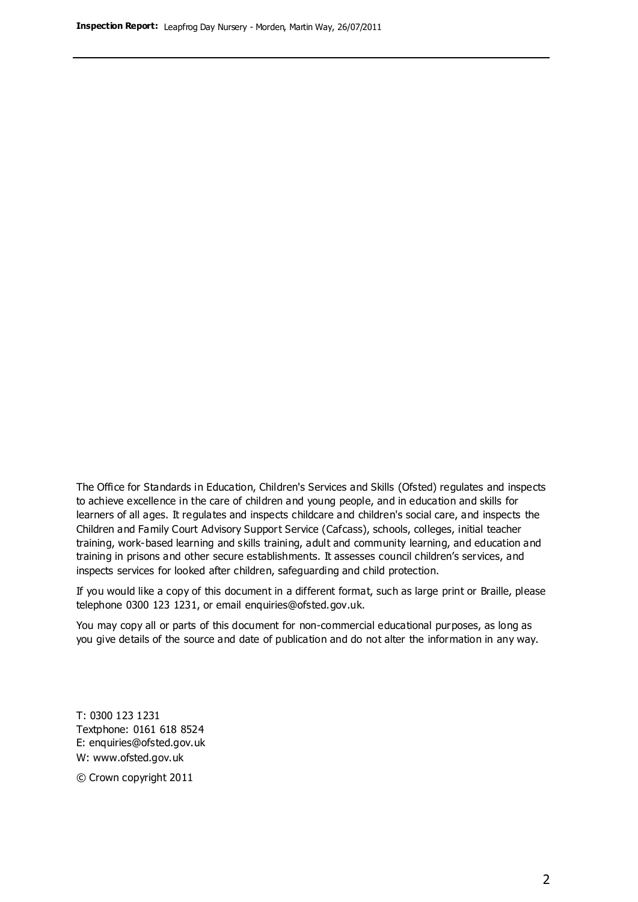The Office for Standards in Education, Children's Services and Skills (Ofsted) regulates and inspects to achieve excellence in the care of children and young people, and in education and skills for learners of all ages. It regulates and inspects childcare and children's social care, and inspects the Children and Family Court Advisory Support Service (Cafcass), schools, colleges, initial teacher training, work-based learning and skills training, adult and community learning, and education and training in prisons and other secure establishments. It assesses council children's services, and inspects services for looked after children, safeguarding and child protection.

If you would like a copy of this document in a different format, such as large print or Braille, please telephone 0300 123 1231, or email enquiries@ofsted.gov.uk.

You may copy all or parts of this document for non-commercial educational purposes, as long as you give details of the source and date of publication and do not alter the information in any way.

T: 0300 123 1231
Textphone: 0161 618 8524
E: enquiries@ofsted.gov.uk
W: www.ofsted.gov.uk

© Crown copyright 2011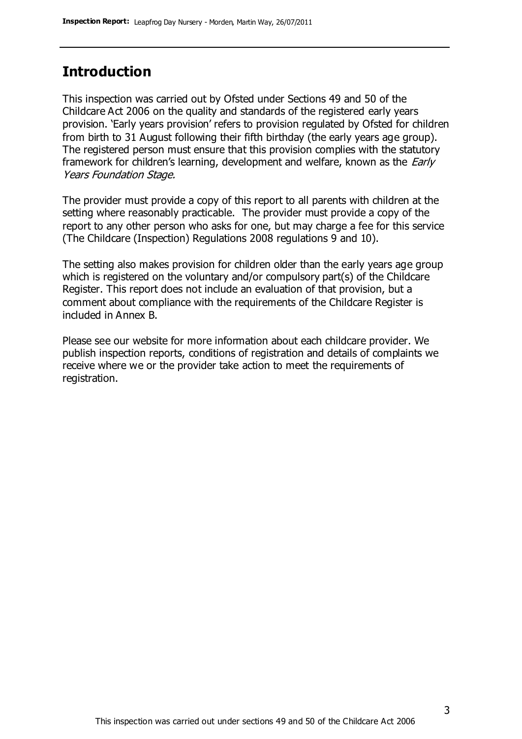## Introduction

This inspection was carried out by Ofsted under Sections 49 and 50 of the Childcare Act 2006 on the quality and standards of the registered early years provision. 'Early years provision' refers to provision regulated by Ofsted for children from birth to 31 August following their fifth birthday (the early years age group). The registered person must ensure that this provision complies with the statutory framework for children's learning, development and welfare, known as the *Early Years Foundation Stage.*

The provider must provide a copy of this report to all parents with children at the setting where reasonably practicable. The provider must provide a copy of the report to any other person who asks for one, but may charge a fee for this service (The Childcare (Inspection) Regulations 2008 regulations 9 and 10).

The setting also makes provision for children older than the early years age group which is registered on the voluntary and/or compulsory part(s) of the Childcare Register. This report does not include an evaluation of that provision, but a comment about compliance with the requirements of the Childcare Register is included in Annex B.

Please see our website for more information about each childcare provider. We publish inspection reports, conditions of registration and details of complaints we receive where we or the provider take action to meet the requirements of registration.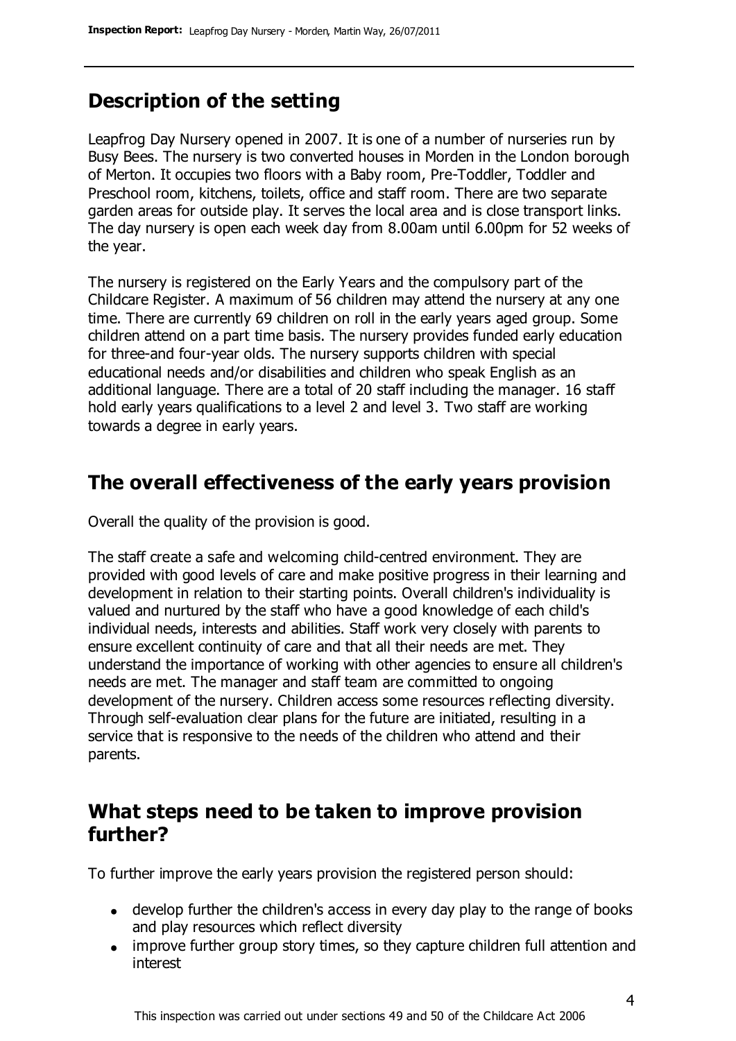## Description of the setting

Leapfrog Day Nursery opened in 2007. It is one of a number of nurseries run by Busy Bees. The nursery is two converted houses in Morden in the London borough of Merton. It occupies two floors with a Baby room, Pre-Toddler, Toddler and Preschool room, kitchens, toilets, office and staff room. There are two separate garden areas for outside play. It serves the local area and is close transport links. The day nursery is open each week day from 8.00am until 6.00pm for 52 weeks of the year.

The nursery is registered on the Early Years and the compulsory part of the Childcare Register. A maximum of 56 children may attend the nursery at any one time. There are currently 69 children on roll in the early years aged group. Some children attend on a part time basis. The nursery provides funded early education for three-and four-year olds. The nursery supports children with special educational needs and/or disabilities and children who speak English as an additional language. There are a total of 20 staff including the manager. 16 staff hold early years qualifications to a level 2 and level 3. Two staff are working towards a degree in early years.

## The overall effectiveness of the early years provision

Overall the quality of the provision is good.

The staff create a safe and welcoming child-centred environment. They are provided with good levels of care and make positive progress in their learning and development in relation to their starting points. Overall children's individuality is valued and nurtured by the staff who have a good knowledge of each child's individual needs, interests and abilities. Staff work very closely with parents to ensure excellent continuity of care and that all their needs are met. They understand the importance of working with other agencies to ensure all children's needs are met. The manager and staff team are committed to ongoing development of the nursery. Children access some resources reflecting diversity. Through self-evaluation clear plans for the future are initiated, resulting in a service that is responsive to the needs of the children who attend and their parents.

## What steps need to be taken to improve provision further?

To further improve the early years provision the registered person should:

- develop further the children's access in every day play to the range of books and play resources which reflect diversity
- improve further group story times, so they capture children full attention and interest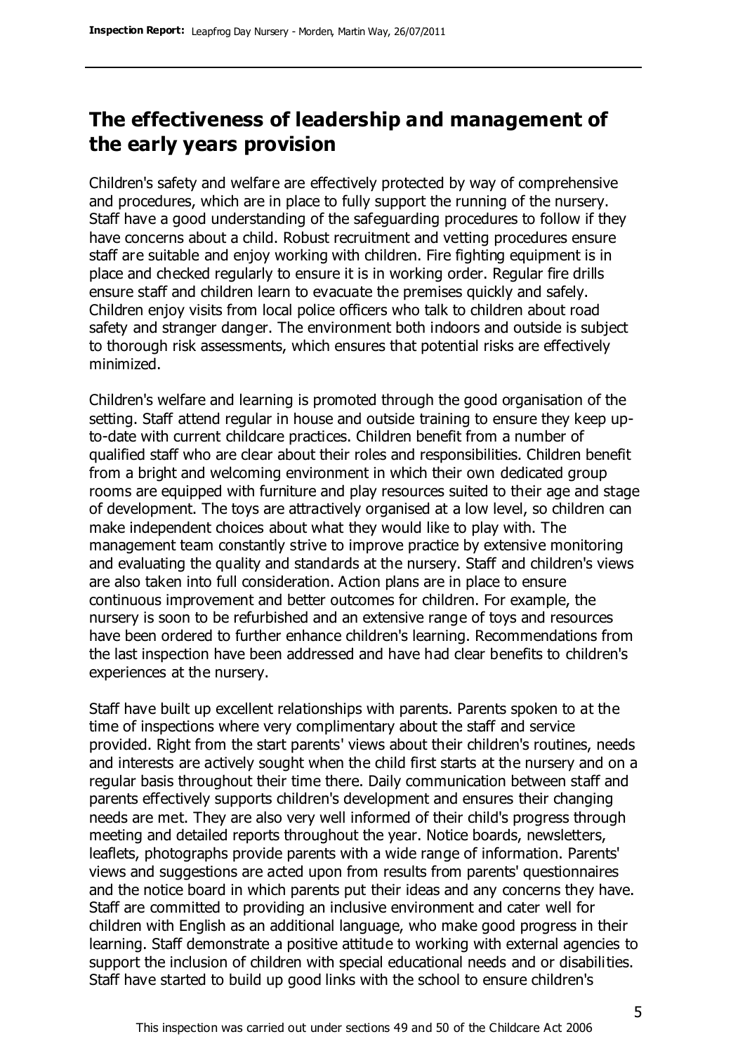## The effectiveness of leadership and management of the early years provision

Children's safety and welfare are effectively protected by way of comprehensive and procedures, which are in place to fully support the running of the nursery. Staff have a good understanding of the safeguarding procedures to follow if they have concerns about a child. Robust recruitment and vetting procedures ensure staff are suitable and enjoy working with children. Fire fighting equipment is in place and checked regularly to ensure it is in working order. Regular fire drills ensure staff and children learn to evacuate the premises quickly and safely. Children enjoy visits from local police officers who talk to children about road safety and stranger danger. The environment both indoors and outside is subject to thorough risk assessments, which ensures that potential risks are effectively minimized.

Children's welfare and learning is promoted through the good organisation of the setting. Staff attend regular in house and outside training to ensure they keep up-to-date with current childcare practices. Children benefit from a number of qualified staff who are clear about their roles and responsibilities. Children benefit from a bright and welcoming environment in which their own dedicated group rooms are equipped with furniture and play resources suited to their age and stage of development. The toys are attractively organised at a low level, so children can make independent choices about what they would like to play with. The management team constantly strive to improve practice by extensive monitoring and evaluating the quality and standards at the nursery. Staff and children's views are also taken into full consideration. Action plans are in place to ensure continuous improvement and better outcomes for children. For example, the nursery is soon to be refurbished and an extensive range of toys and resources have been ordered to further enhance children's learning. Recommendations from the last inspection have been addressed and have had clear benefits to children's experiences at the nursery.

Staff have built up excellent relationships with parents. Parents spoken to at the time of inspections where very complimentary about the staff and service provided. Right from the start parents' views about their children's routines, needs and interests are actively sought when the child first starts at the nursery and on a regular basis throughout their time there. Daily communication between staff and parents effectively supports children's development and ensures their changing needs are met. They are also very well informed of their child's progress through meeting and detailed reports throughout the year. Notice boards, newsletters, leaflets, photographs provide parents with a wide range of information. Parents' views and suggestions are acted upon from results from parents' questionnaires and the notice board in which parents put their ideas and any concerns they have. Staff are committed to providing an inclusive environment and cater well for children with English as an additional language, who make good progress in their learning. Staff demonstrate a positive attitude to working with external agencies to support the inclusion of children with special educational needs and or disabilities. Staff have started to build up good links with the school to ensure children's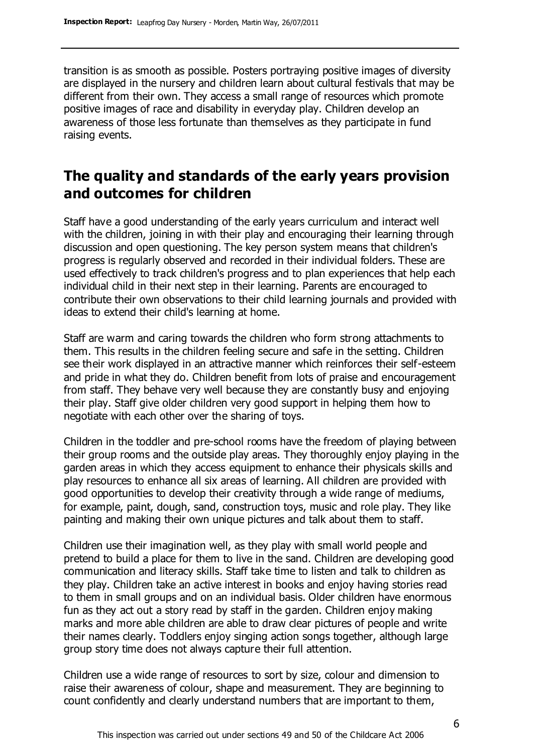transition is as smooth as possible. Posters portraying positive images of diversity are displayed in the nursery and children learn about cultural festivals that may be different from their own. They access a small range of resources which promote positive images of race and disability in everyday play. Children develop an awareness of those less fortunate than themselves as they participate in fund raising events.

## The quality and standards of the early years provision and outcomes for children

Staff have a good understanding of the early years curriculum and interact well with the children, joining in with their play and encouraging their learning through discussion and open questioning. The key person system means that children's progress is regularly observed and recorded in their individual folders. These are used effectively to track children's progress and to plan experiences that help each individual child in their next step in their learning. Parents are encouraged to contribute their own observations to their child learning journals and provided with ideas to extend their child's learning at home.

Staff are warm and caring towards the children who form strong attachments to them. This results in the children feeling secure and safe in the setting. Children see their work displayed in an attractive manner which reinforces their self-esteem and pride in what they do. Children benefit from lots of praise and encouragement from staff. They behave very well because they are constantly busy and enjoying their play. Staff give older children very good support in helping them how to negotiate with each other over the sharing of toys.

Children in the toddler and pre-school rooms have the freedom of playing between their group rooms and the outside play areas. They thoroughly enjoy playing in the garden areas in which they access equipment to enhance their physicals skills and play resources to enhance all six areas of learning. All children are provided with good opportunities to develop their creativity through a wide range of mediums, for example, paint, dough, sand, construction toys, music and role play. They like painting and making their own unique pictures and talk about them to staff.

Children use their imagination well, as they play with small world people and pretend to build a place for them to live in the sand. Children are developing good communication and literacy skills. Staff take time to listen and talk to children as they play. Children take an active interest in books and enjoy having stories read to them in small groups and on an individual basis. Older children have enormous fun as they act out a story read by staff in the garden. Children enjoy making marks and more able children are able to draw clear pictures of people and write their names clearly. Toddlers enjoy singing action songs together, although large group story time does not always capture their full attention.

Children use a wide range of resources to sort by size, colour and dimension to raise their awareness of colour, shape and measurement. They are beginning to count confidently and clearly understand numbers that are important to them,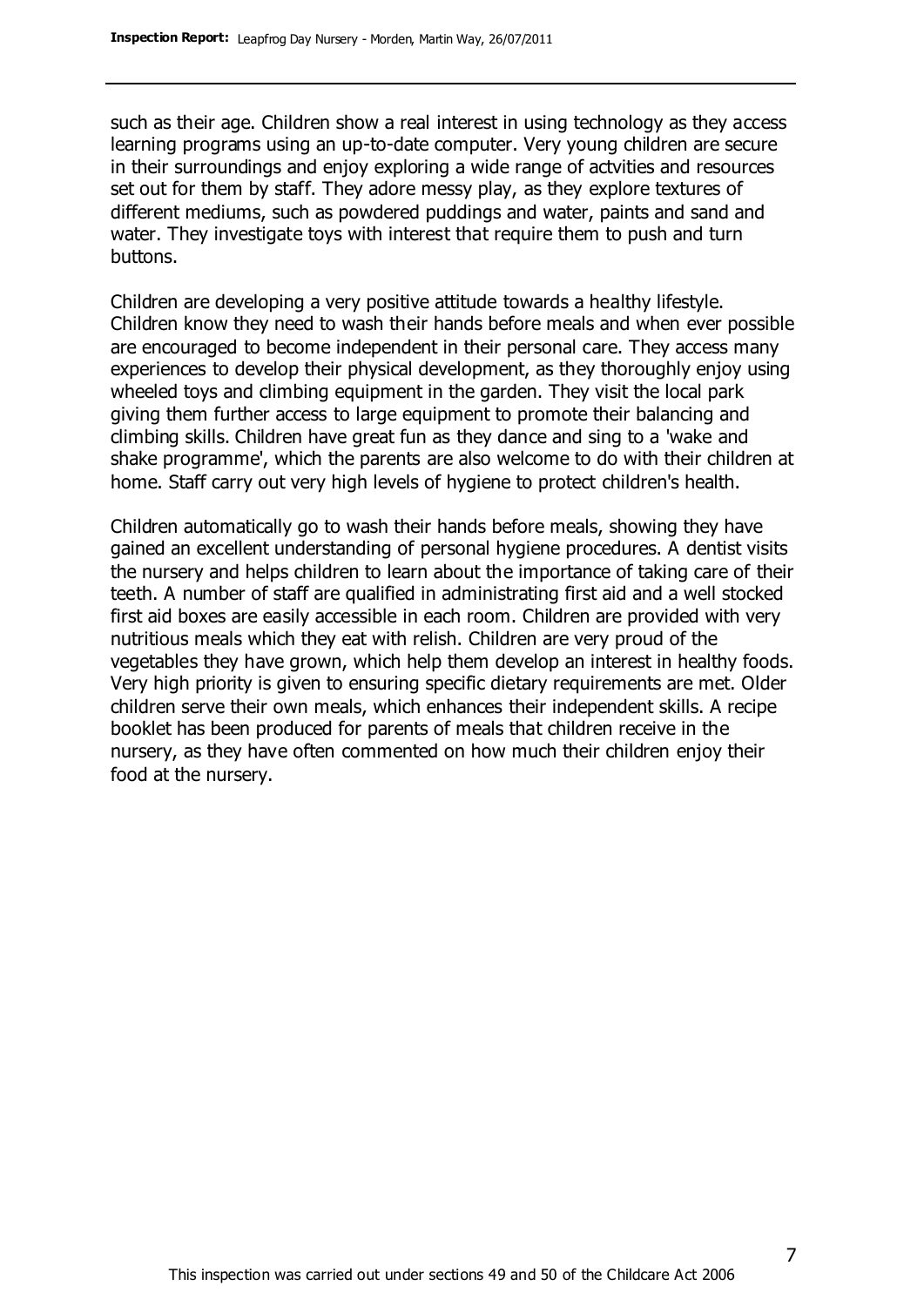such as their age. Children show a real interest in using technology as they access learning programs using an up-to-date computer. Very young children are secure in their surroundings and enjoy exploring a wide range of actvities and resources set out for them by staff. They adore messy play, as they explore textures of different mediums, such as powdered puddings and water, paints and sand and water. They investigate toys with interest that require them to push and turn buttons.

Children are developing a very positive attitude towards a healthy lifestyle. Children know they need to wash their hands before meals and when ever possible are encouraged to become independent in their personal care. They access many experiences to develop their physical development, as they thoroughly enjoy using wheeled toys and climbing equipment in the garden. They visit the local park giving them further access to large equipment to promote their balancing and climbing skills. Children have great fun as they dance and sing to a 'wake and shake programme', which the parents are also welcome to do with their children at home. Staff carry out very high levels of hygiene to protect children's health.

Children automatically go to wash their hands before meals, showing they have gained an excellent understanding of personal hygiene procedures. A dentist visits the nursery and helps children to learn about the importance of taking care of their teeth. A number of staff are qualified in administrating first aid and a well stocked first aid boxes are easily accessible in each room. Children are provided with very nutritious meals which they eat with relish. Children are very proud of the vegetables they have grown, which help them develop an interest in healthy foods. Very high priority is given to ensuring specific dietary requirements are met. Older children serve their own meals, which enhances their independent skills. A recipe booklet has been produced for parents of meals that children receive in the nursery, as they have often commented on how much their children enjoy their food at the nursery.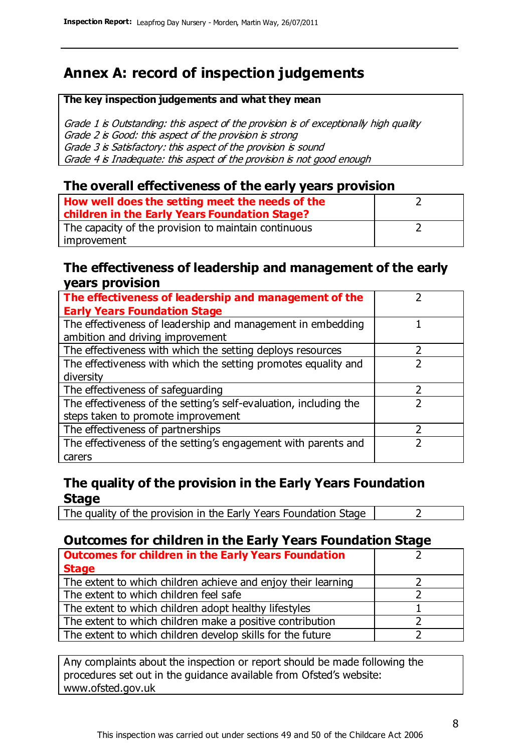# Annex A: record of inspection judgements

**The key inspection judgements and what they mean**

*Grade 1 is Outstanding: this aspect of the provision is of exceptionally high quality*
*Grade 2 is Good: this aspect of the provision is strong*
*Grade 3 is Satisfactory: this aspect of the provision is sound*
*Grade 4 is Inadequate: this aspect of the provision is not good enough*

## The overall effectiveness of the early years provision

| How well does the setting meet the needs of the children in the Early Years Foundation Stage? | 2 |
|---|---|
| The capacity of the provision to maintain continuous improvement | 2 |

## The effectiveness of leadership and management of the early years provision

| The effectiveness of leadership and management of the Early Years Foundation Stage | 2 |
|---|---|
| The effectiveness of leadership and management in embedding ambition and driving improvement | 1 |
| The effectiveness with which the setting deploys resources | 2 |
| The effectiveness with which the setting promotes equality and diversity | 2 |
| The effectiveness of safeguarding | 2 |
| The effectiveness of the setting's self-evaluation, including the steps taken to promote improvement | 2 |
| The effectiveness of partnerships | 2 |
| The effectiveness of the setting's engagement with parents and carers | 2 |

## The quality of the provision in the Early Years Foundation Stage

| The quality of the provision in the Early Years Foundation Stage | 2 |
|---|---|

## Outcomes for children in the Early Years Foundation Stage

| Outcomes for children in the Early Years Foundation Stage | 2 |
|---|---|
| The extent to which children achieve and enjoy their learning | 2 |
| The extent to which children feel safe | 2 |
| The extent to which children adopt healthy lifestyles | 1 |
| The extent to which children make a positive contribution | 2 |
| The extent to which children develop skills for the future | 2 |

Any complaints about the inspection or report should be made following the procedures set out in the guidance available from Ofsted's website: www.ofsted.gov.uk

This inspection was carried out under sections 49 and 50 of the Childcare Act 2006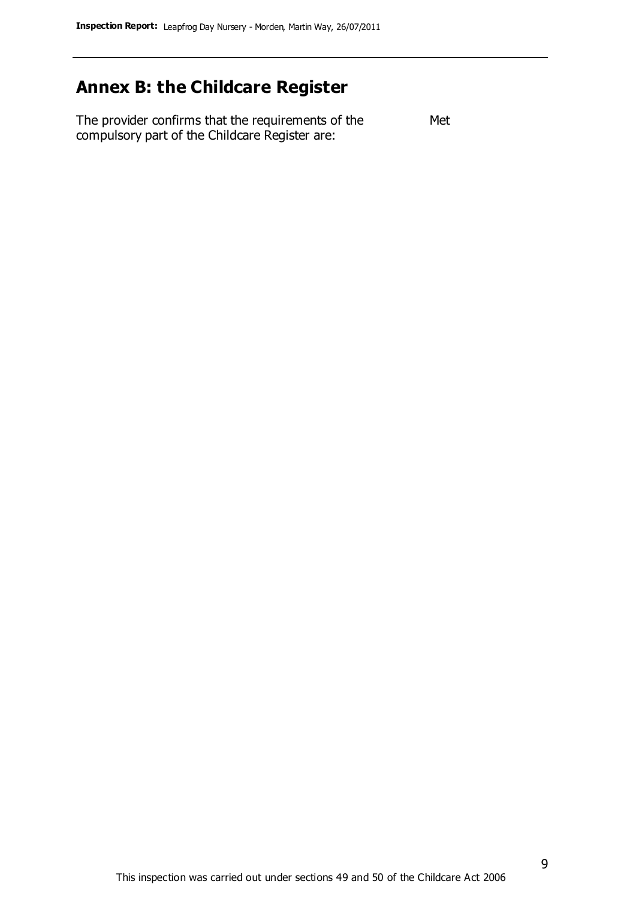## Annex B: the Childcare Register

| | |
|---|---|
| The provider confirms that the requirements of the compulsory part of the Childcare Register are: | Met |

This inspection was carried out under sections 49 and 50 of the Childcare Act 2006